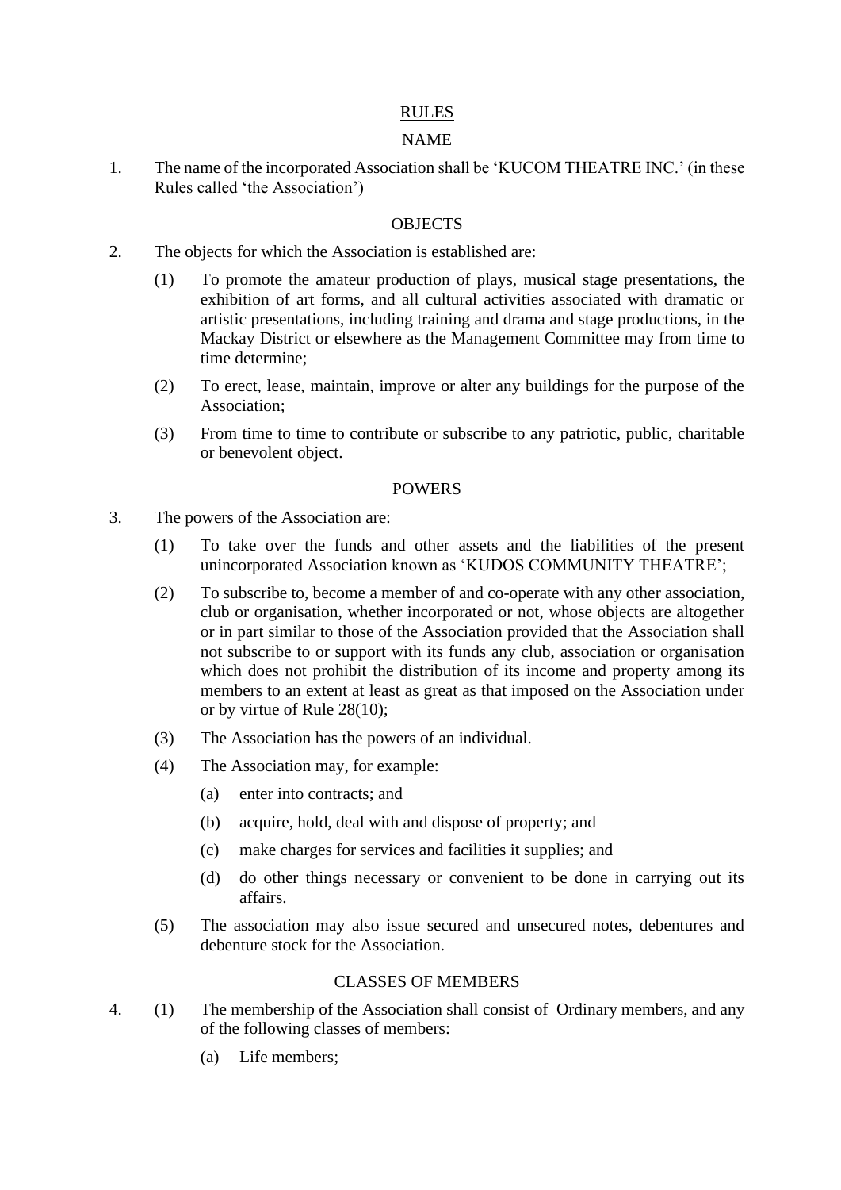# RULES

## NAME

1. The name of the incorporated Association shall be 'KUCOM THEATRE INC.' (in these Rules called 'the Association')

## OBJECTS

2. The objects for which the Association is established are:

   (1) To promote the amateur production of plays, musical stage presentations, the exhibition of art forms, and all cultural activities associated with dramatic or artistic presentations, including training and drama and stage productions, in the Mackay District or elsewhere as the Management Committee may from time to time determine;

   (2) To erect, lease, maintain, improve or alter any buildings for the purpose of the Association;

   (3) From time to time to contribute or subscribe to any patriotic, public, charitable or benevolent object.

## POWERS

3. The powers of the Association are:

   (1) To take over the funds and other assets and the liabilities of the present unincorporated Association known as 'KUDOS COMMUNITY THEATRE';

   (2) To subscribe to, become a member of and co-operate with any other association, club or organisation, whether incorporated or not, whose objects are altogether or in part similar to those of the Association provided that the Association shall not subscribe to or support with its funds any club, association or organisation which does not prohibit the distribution of its income and property among its members to an extent at least as great as that imposed on the Association under or by virtue of Rule 28(10);

   (3) The Association has the powers of an individual.

   (4) The Association may, for example:

      (a) enter into contracts; and

      (b) acquire, hold, deal with and dispose of property; and

      (c) make charges for services and facilities it supplies; and

      (d) do other things necessary or convenient to be done in carrying out its affairs.

   (5) The association may also issue secured and unsecured notes, debentures and debenture stock for the Association.

## CLASSES OF MEMBERS

4. (1) The membership of the Association shall consist of Ordinary members, and any of the following classes of members:

      (a) Life members;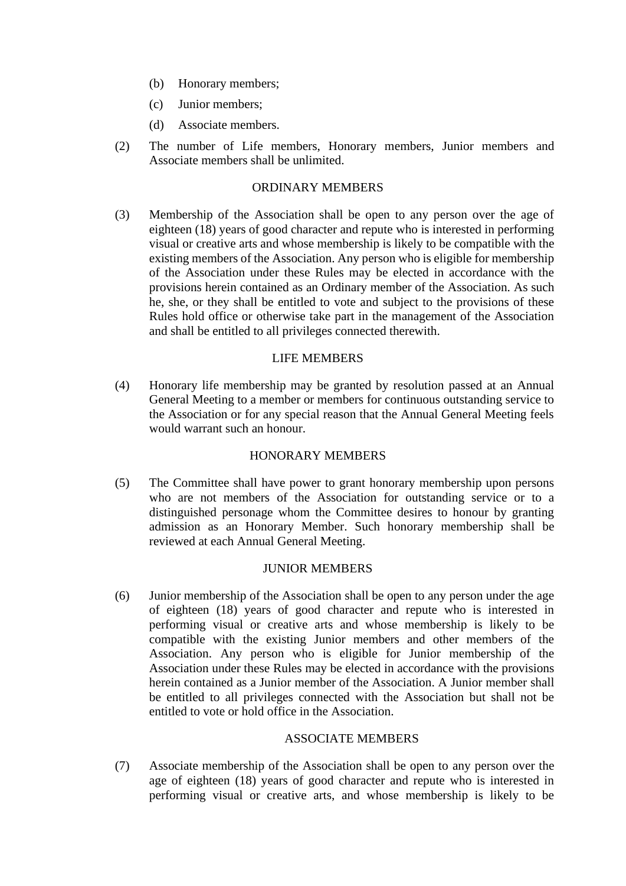(b) Honorary members;

(c) Junior members;

(d) Associate members.

(2) The number of Life members, Honorary members, Junior members and Associate members shall be unlimited.

ORDINARY MEMBERS

(3) Membership of the Association shall be open to any person over the age of eighteen (18) years of good character and repute who is interested in performing visual or creative arts and whose membership is likely to be compatible with the existing members of the Association. Any person who is eligible for membership of the Association under these Rules may be elected in accordance with the provisions herein contained as an Ordinary member of the Association. As such he, she, or they shall be entitled to vote and subject to the provisions of these Rules hold office or otherwise take part in the management of the Association and shall be entitled to all privileges connected therewith.

LIFE MEMBERS

(4) Honorary life membership may be granted by resolution passed at an Annual General Meeting to a member or members for continuous outstanding service to the Association or for any special reason that the Annual General Meeting feels would warrant such an honour.

HONORARY MEMBERS

(5) The Committee shall have power to grant honorary membership upon persons who are not members of the Association for outstanding service or to a distinguished personage whom the Committee desires to honour by granting admission as an Honorary Member. Such honorary membership shall be reviewed at each Annual General Meeting.

JUNIOR MEMBERS

(6) Junior membership of the Association shall be open to any person under the age of eighteen (18) years of good character and repute who is interested in performing visual or creative arts and whose membership is likely to be compatible with the existing Junior members and other members of the Association. Any person who is eligible for Junior membership of the Association under these Rules may be elected in accordance with the provisions herein contained as a Junior member of the Association. A Junior member shall be entitled to all privileges connected with the Association but shall not be entitled to vote or hold office in the Association.

ASSOCIATE MEMBERS

(7) Associate membership of the Association shall be open to any person over the age of eighteen (18) years of good character and repute who is interested in performing visual or creative arts, and whose membership is likely to be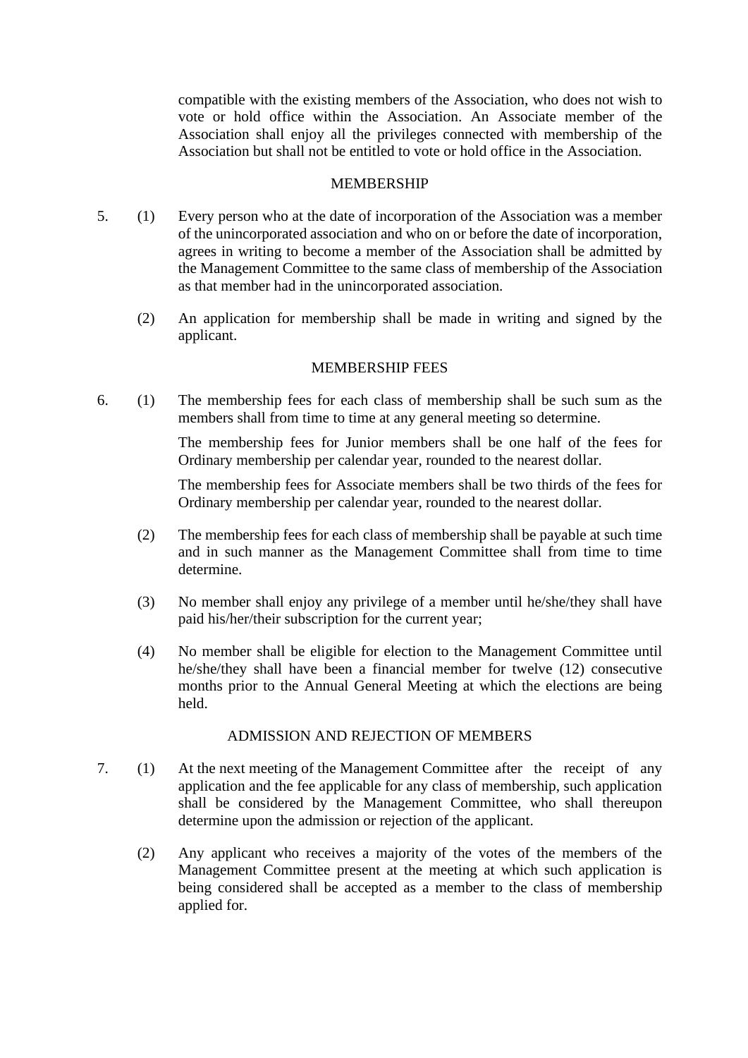compatible with the existing members of the Association, who does not wish to vote or hold office within the Association. An Associate member of the Association shall enjoy all the privileges connected with membership of the Association but shall not be entitled to vote or hold office in the Association.

## MEMBERSHIP

5. (1) Every person who at the date of incorporation of the Association was a member of the unincorporated association and who on or before the date of incorporation, agrees in writing to become a member of the Association shall be admitted by the Management Committee to the same class of membership of the Association as that member had in the unincorporated association.

   (2) An application for membership shall be made in writing and signed by the applicant.

## MEMBERSHIP FEES

6. (1) The membership fees for each class of membership shall be such sum as the members shall from time to time at any general meeting so determine.

   The membership fees for Junior members shall be one half of the fees for Ordinary membership per calendar year, rounded to the nearest dollar.

   The membership fees for Associate members shall be two thirds of the fees for Ordinary membership per calendar year, rounded to the nearest dollar.

   (2) The membership fees for each class of membership shall be payable at such time and in such manner as the Management Committee shall from time to time determine.

   (3) No member shall enjoy any privilege of a member until he/she/they shall have paid his/her/their subscription for the current year;

   (4) No member shall be eligible for election to the Management Committee until he/she/they shall have been a financial member for twelve (12) consecutive months prior to the Annual General Meeting at which the elections are being held.

## ADMISSION AND REJECTION OF MEMBERS

7. (1) At the next meeting of the Management Committee after the receipt of any application and the fee applicable for any class of membership, such application shall be considered by the Management Committee, who shall thereupon determine upon the admission or rejection of the applicant.

   (2) Any applicant who receives a majority of the votes of the members of the Management Committee present at the meeting at which such application is being considered shall be accepted as a member to the class of membership applied for.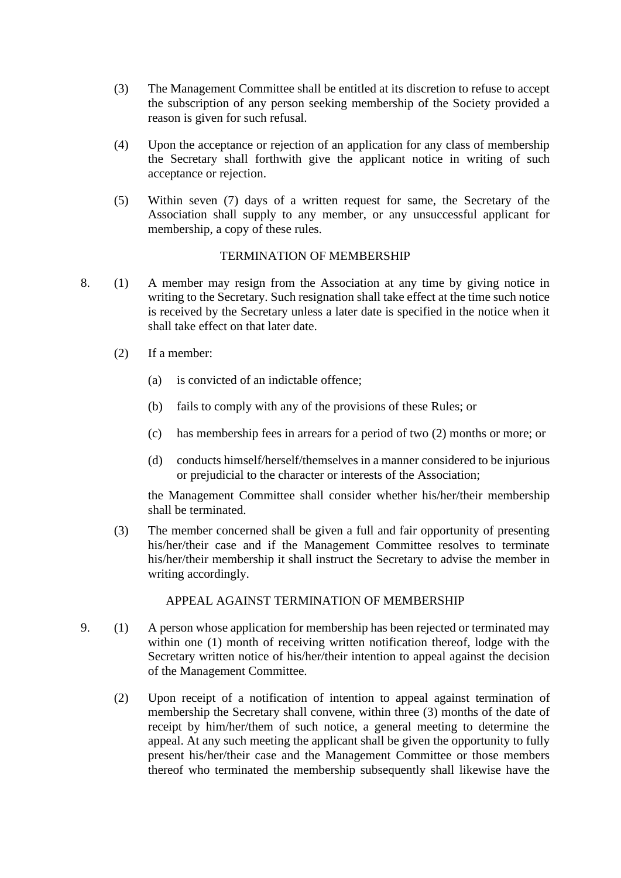(3) The Management Committee shall be entitled at its discretion to refuse to accept the subscription of any person seeking membership of the Society provided a reason is given for such refusal.

(4) Upon the acceptance or rejection of an application for any class of membership the Secretary shall forthwith give the applicant notice in writing of such acceptance or rejection.

(5) Within seven (7) days of a written request for same, the Secretary of the Association shall supply to any member, or any unsuccessful applicant for membership, a copy of these rules.

## TERMINATION OF MEMBERSHIP

8. (1) A member may resign from the Association at any time by giving notice in writing to the Secretary. Such resignation shall take effect at the time such notice is received by the Secretary unless a later date is specified in the notice when it shall take effect on that later date.

(2) If a member:

(a) is convicted of an indictable offence;

(b) fails to comply with any of the provisions of these Rules; or

(c) has membership fees in arrears for a period of two (2) months or more; or

(d) conducts himself/herself/themselves in a manner considered to be injurious or prejudicial to the character or interests of the Association;

the Management Committee shall consider whether his/her/their membership shall be terminated.

(3) The member concerned shall be given a full and fair opportunity of presenting his/her/their case and if the Management Committee resolves to terminate his/her/their membership it shall instruct the Secretary to advise the member in writing accordingly.

## APPEAL AGAINST TERMINATION OF MEMBERSHIP

9. (1) A person whose application for membership has been rejected or terminated may within one (1) month of receiving written notification thereof, lodge with the Secretary written notice of his/her/their intention to appeal against the decision of the Management Committee.

(2) Upon receipt of a notification of intention to appeal against termination of membership the Secretary shall convene, within three (3) months of the date of receipt by him/her/them of such notice, a general meeting to determine the appeal. At any such meeting the applicant shall be given the opportunity to fully present his/her/their case and the Management Committee or those members thereof who terminated the membership subsequently shall likewise have the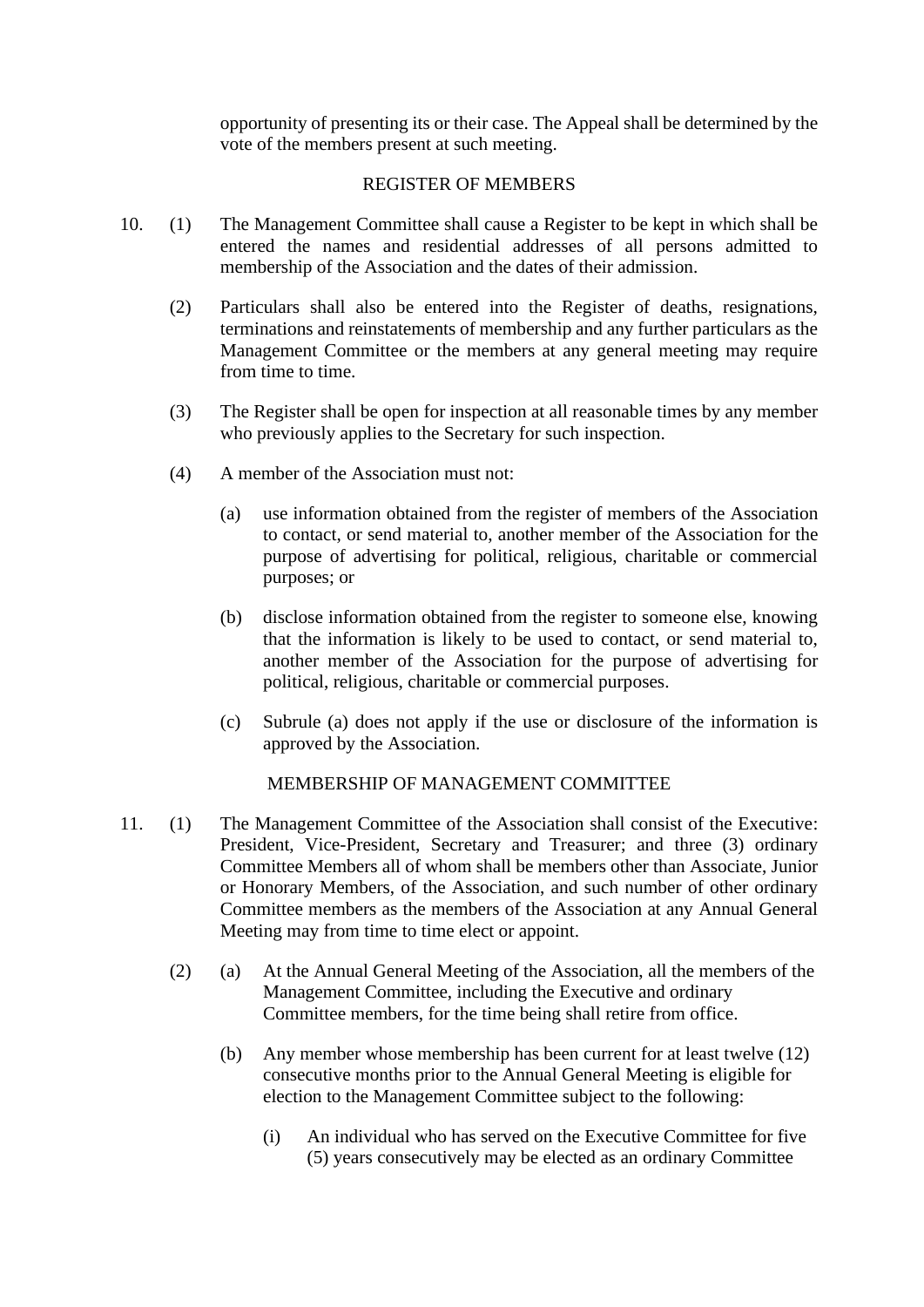opportunity of presenting its or their case. The Appeal shall be determined by the vote of the members present at such meeting.

## REGISTER OF MEMBERS

10. (1) The Management Committee shall cause a Register to be kept in which shall be entered the names and residential addresses of all persons admitted to membership of the Association and the dates of their admission.

    (2) Particulars shall also be entered into the Register of deaths, resignations, terminations and reinstatements of membership and any further particulars as the Management Committee or the members at any general meeting may require from time to time.

    (3) The Register shall be open for inspection at all reasonable times by any member who previously applies to the Secretary for such inspection.

    (4) A member of the Association must not:

    - (a) use information obtained from the register of members of the Association to contact, or send material to, another member of the Association for the purpose of advertising for political, religious, charitable or commercial purposes; or

    - (b) disclose information obtained from the register to someone else, knowing that the information is likely to be used to contact, or send material to, another member of the Association for the purpose of advertising for political, religious, charitable or commercial purposes.

    - (c) Subrule (a) does not apply if the use or disclosure of the information is approved by the Association.

## MEMBERSHIP OF MANAGEMENT COMMITTEE

11. (1) The Management Committee of the Association shall consist of the Executive: President, Vice-President, Secretary and Treasurer; and three (3) ordinary Committee Members all of whom shall be members other than Associate, Junior or Honorary Members, of the Association, and such number of other ordinary Committee members as the members of the Association at any Annual General Meeting may from time to time elect or appoint.

    (2) (a) At the Annual General Meeting of the Association, all the members of the Management Committee, including the Executive and ordinary Committee members, for the time being shall retire from office.

    - (b) Any member whose membership has been current for at least twelve (12) consecutive months prior to the Annual General Meeting is eligible for election to the Management Committee subject to the following:

        - (i) An individual who has served on the Executive Committee for five (5) years consecutively may be elected as an ordinary Committee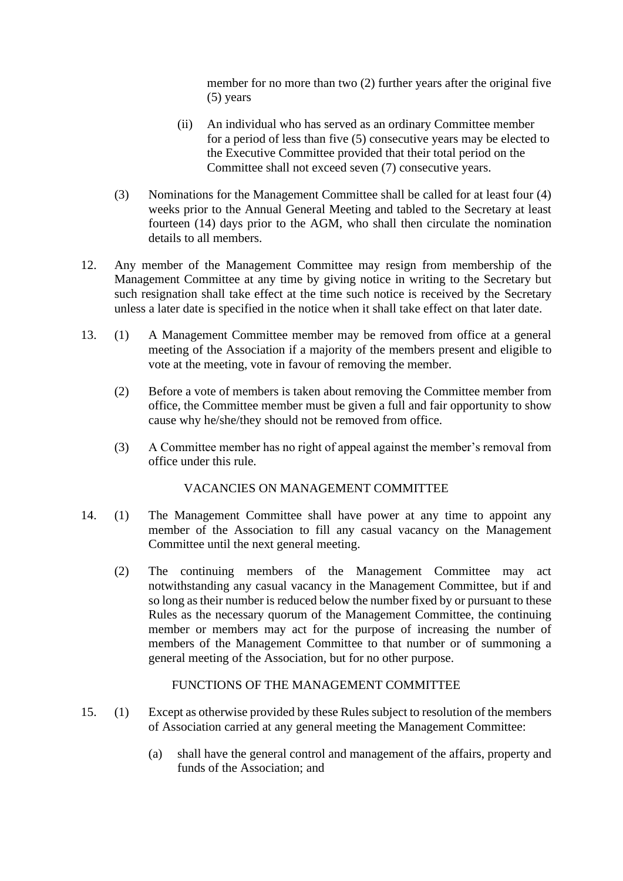member for no more than two (2) further years after the original five (5) years

   (ii) An individual who has served as an ordinary Committee member for a period of less than five (5) consecutive years may be elected to the Executive Committee provided that their total period on the Committee shall not exceed seven (7) consecutive years.

(3) Nominations for the Management Committee shall be called for at least four (4) weeks prior to the Annual General Meeting and tabled to the Secretary at least fourteen (14) days prior to the AGM, who shall then circulate the nomination details to all members.

12. Any member of the Management Committee may resign from membership of the Management Committee at any time by giving notice in writing to the Secretary but such resignation shall take effect at the time such notice is received by the Secretary unless a later date is specified in the notice when it shall take effect on that later date.

13. (1) A Management Committee member may be removed from office at a general meeting of the Association if a majority of the members present and eligible to vote at the meeting, vote in favour of removing the member.

    (2) Before a vote of members is taken about removing the Committee member from office, the Committee member must be given a full and fair opportunity to show cause why he/she/they should not be removed from office.

    (3) A Committee member has no right of appeal against the member's removal from office under this rule.

VACANCIES ON MANAGEMENT COMMITTEE

14. (1) The Management Committee shall have power at any time to appoint any member of the Association to fill any casual vacancy on the Management Committee until the next general meeting.

    (2) The continuing members of the Management Committee may act notwithstanding any casual vacancy in the Management Committee, but if and so long as their number is reduced below the number fixed by or pursuant to these Rules as the necessary quorum of the Management Committee, the continuing member or members may act for the purpose of increasing the number of members of the Management Committee to that number or of summoning a general meeting of the Association, but for no other purpose.

FUNCTIONS OF THE MANAGEMENT COMMITTEE

15. (1) Except as otherwise provided by these Rules subject to resolution of the members of Association carried at any general meeting the Management Committee:

    (a) shall have the general control and management of the affairs, property and funds of the Association; and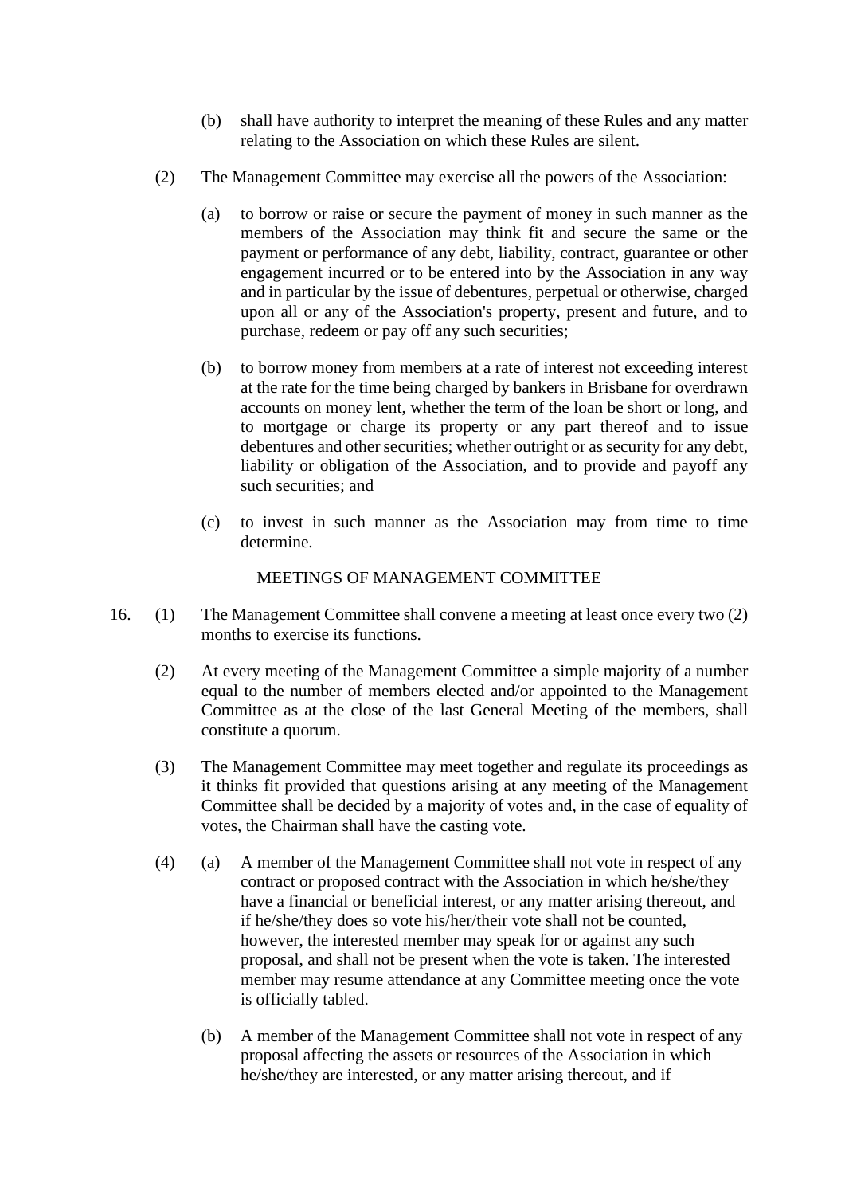(b) shall have authority to interpret the meaning of these Rules and any matter relating to the Association on which these Rules are silent.

(2) The Management Committee may exercise all the powers of the Association:

(a) to borrow or raise or secure the payment of money in such manner as the members of the Association may think fit and secure the same or the payment or performance of any debt, liability, contract, guarantee or other engagement incurred or to be entered into by the Association in any way and in particular by the issue of debentures, perpetual or otherwise, charged upon all or any of the Association's property, present and future, and to purchase, redeem or pay off any such securities;

(b) to borrow money from members at a rate of interest not exceeding interest at the rate for the time being charged by bankers in Brisbane for overdrawn accounts on money lent, whether the term of the loan be short or long, and to mortgage or charge its property or any part thereof and to issue debentures and other securities; whether outright or as security for any debt, liability or obligation of the Association, and to provide and payoff any such securities; and

(c) to invest in such manner as the Association may from time to time determine.

## MEETINGS OF MANAGEMENT COMMITTEE

16. (1) The Management Committee shall convene a meeting at least once every two (2) months to exercise its functions.

(2) At every meeting of the Management Committee a simple majority of a number equal to the number of members elected and/or appointed to the Management Committee as at the close of the last General Meeting of the members, shall constitute a quorum.

(3) The Management Committee may meet together and regulate its proceedings as it thinks fit provided that questions arising at any meeting of the Management Committee shall be decided by a majority of votes and, in the case of equality of votes, the Chairman shall have the casting vote.

(4) (a) A member of the Management Committee shall not vote in respect of any contract or proposed contract with the Association in which he/she/they have a financial or beneficial interest, or any matter arising thereout, and if he/she/they does so vote his/her/their vote shall not be counted, however, the interested member may speak for or against any such proposal, and shall not be present when the vote is taken. The interested member may resume attendance at any Committee meeting once the vote is officially tabled.

(b) A member of the Management Committee shall not vote in respect of any proposal affecting the assets or resources of the Association in which he/she/they are interested, or any matter arising thereout, and if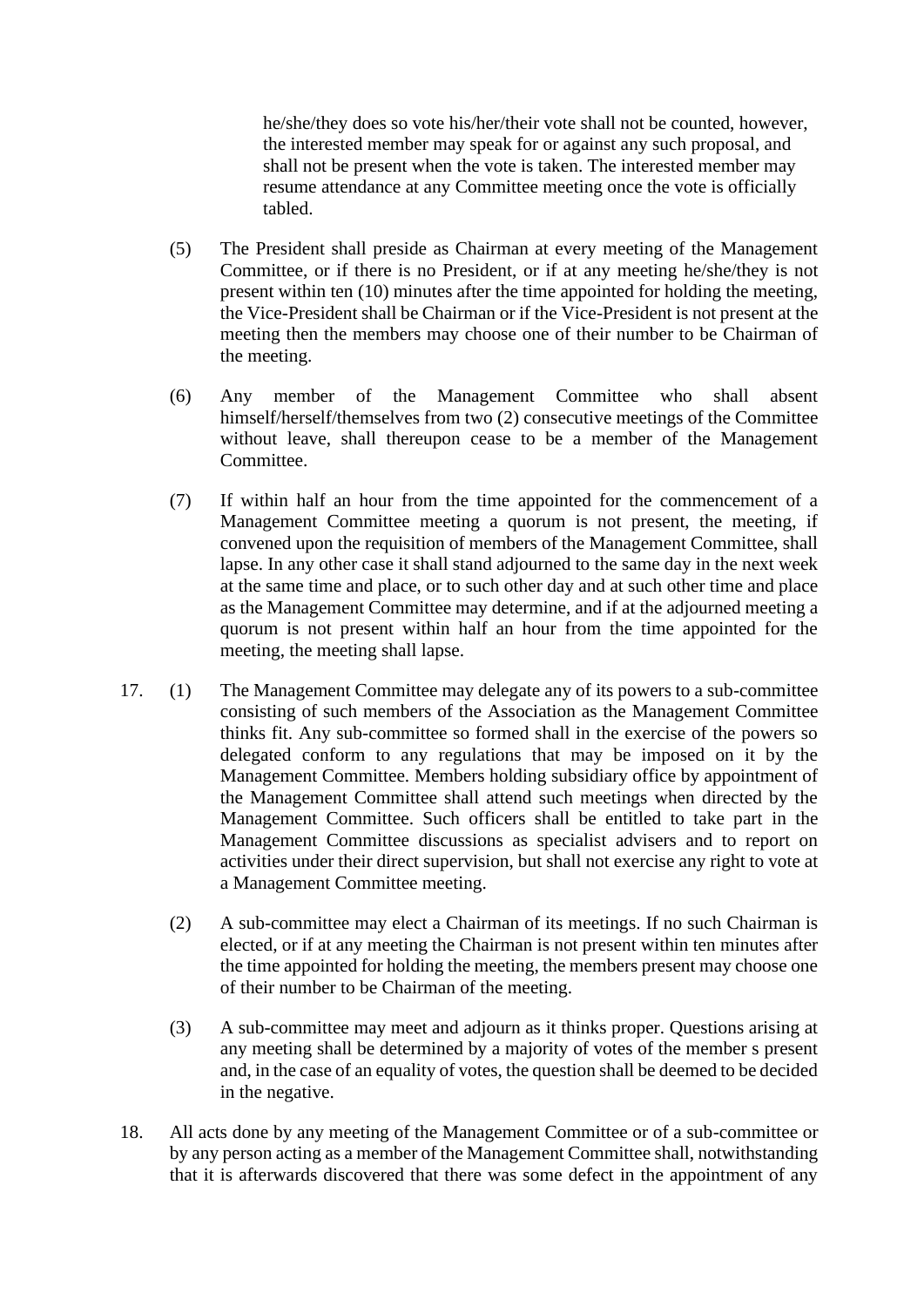he/she/they does so vote his/her/their vote shall not be counted, however, the interested member may speak for or against any such proposal, and shall not be present when the vote is taken. The interested member may resume attendance at any Committee meeting once the vote is officially tabled.

(5) The President shall preside as Chairman at every meeting of the Management Committee, or if there is no President, or if at any meeting he/she/they is not present within ten (10) minutes after the time appointed for holding the meeting, the Vice-President shall be Chairman or if the Vice-President is not present at the meeting then the members may choose one of their number to be Chairman of the meeting.

(6) Any member of the Management Committee who shall absent himself/herself/themselves from two (2) consecutive meetings of the Committee without leave, shall thereupon cease to be a member of the Management Committee.

(7) If within half an hour from the time appointed for the commencement of a Management Committee meeting a quorum is not present, the meeting, if convened upon the requisition of members of the Management Committee, shall lapse. In any other case it shall stand adjourned to the same day in the next week at the same time and place, or to such other day and at such other time and place as the Management Committee may determine, and if at the adjourned meeting a quorum is not present within half an hour from the time appointed for the meeting, the meeting shall lapse.

17. (1) The Management Committee may delegate any of its powers to a sub-committee consisting of such members of the Association as the Management Committee thinks fit. Any sub-committee so formed shall in the exercise of the powers so delegated conform to any regulations that may be imposed on it by the Management Committee. Members holding subsidiary office by appointment of the Management Committee shall attend such meetings when directed by the Management Committee. Such officers shall be entitled to take part in the Management Committee discussions as specialist advisers and to report on activities under their direct supervision, but shall not exercise any right to vote at a Management Committee meeting.

(2) A sub-committee may elect a Chairman of its meetings. If no such Chairman is elected, or if at any meeting the Chairman is not present within ten minutes after the time appointed for holding the meeting, the members present may choose one of their number to be Chairman of the meeting.

(3) A sub-committee may meet and adjourn as it thinks proper. Questions arising at any meeting shall be determined by a majority of votes of the member s present and, in the case of an equality of votes, the question shall be deemed to be decided in the negative.

18. All acts done by any meeting of the Management Committee or of a sub-committee or by any person acting as a member of the Management Committee shall, notwithstanding that it is afterwards discovered that there was some defect in the appointment of any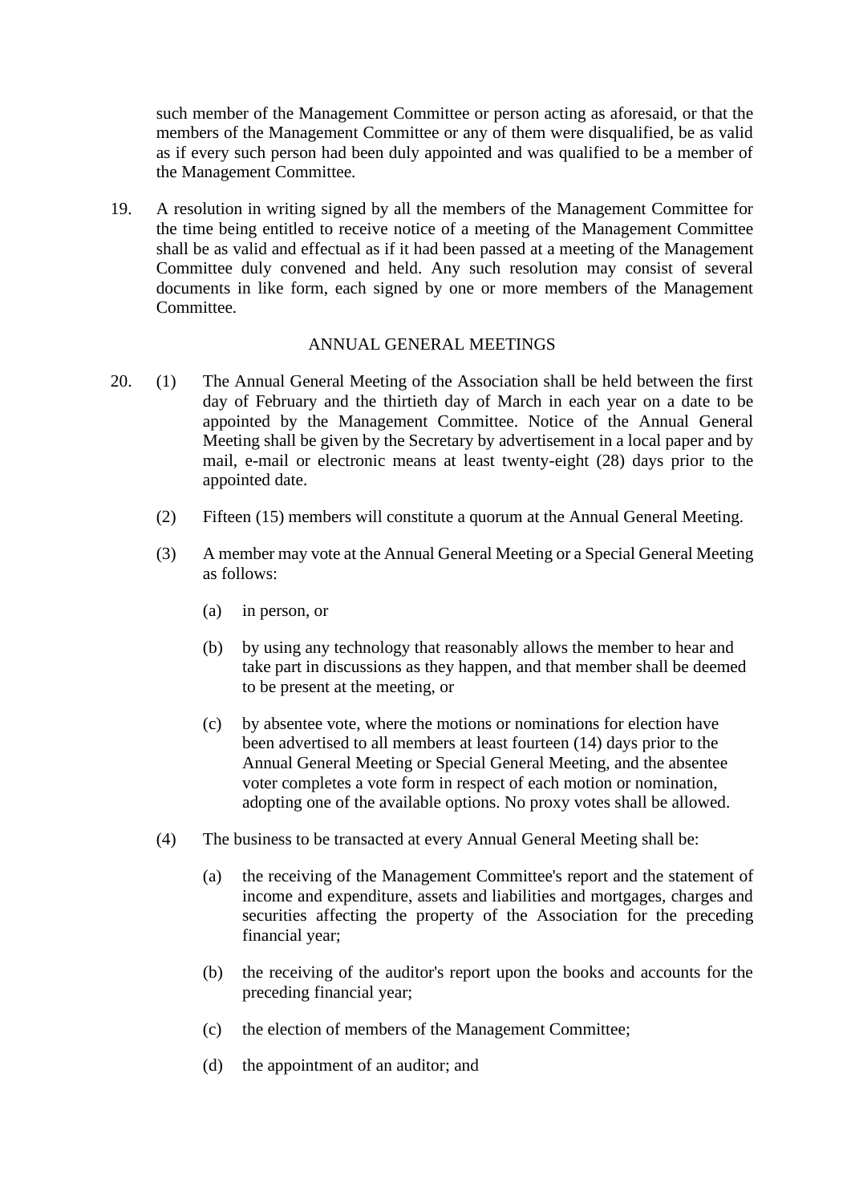such member of the Management Committee or person acting as aforesaid, or that the members of the Management Committee or any of them were disqualified, be as valid as if every such person had been duly appointed and was qualified to be a member of the Management Committee.

19. A resolution in writing signed by all the members of the Management Committee for the time being entitled to receive notice of a meeting of the Management Committee shall be as valid and effectual as if it had been passed at a meeting of the Management Committee duly convened and held. Any such resolution may consist of several documents in like form, each signed by one or more members of the Management Committee.

## ANNUAL GENERAL MEETINGS

20. (1) The Annual General Meeting of the Association shall be held between the first day of February and the thirtieth day of March in each year on a date to be appointed by the Management Committee. Notice of the Annual General Meeting shall be given by the Secretary by advertisement in a local paper and by mail, e-mail or electronic means at least twenty-eight (28) days prior to the appointed date.

    (2) Fifteen (15) members will constitute a quorum at the Annual General Meeting.

    (3) A member may vote at the Annual General Meeting or a Special General Meeting as follows:

    (a) in person, or

    (b) by using any technology that reasonably allows the member to hear and take part in discussions as they happen, and that member shall be deemed to be present at the meeting, or

    (c) by absentee vote, where the motions or nominations for election have been advertised to all members at least fourteen (14) days prior to the Annual General Meeting or Special General Meeting, and the absentee voter completes a vote form in respect of each motion or nomination, adopting one of the available options. No proxy votes shall be allowed.

    (4) The business to be transacted at every Annual General Meeting shall be:

    (a) the receiving of the Management Committee's report and the statement of income and expenditure, assets and liabilities and mortgages, charges and securities affecting the property of the Association for the preceding financial year;

    (b) the receiving of the auditor's report upon the books and accounts for the preceding financial year;

    (c) the election of members of the Management Committee;

    (d) the appointment of an auditor; and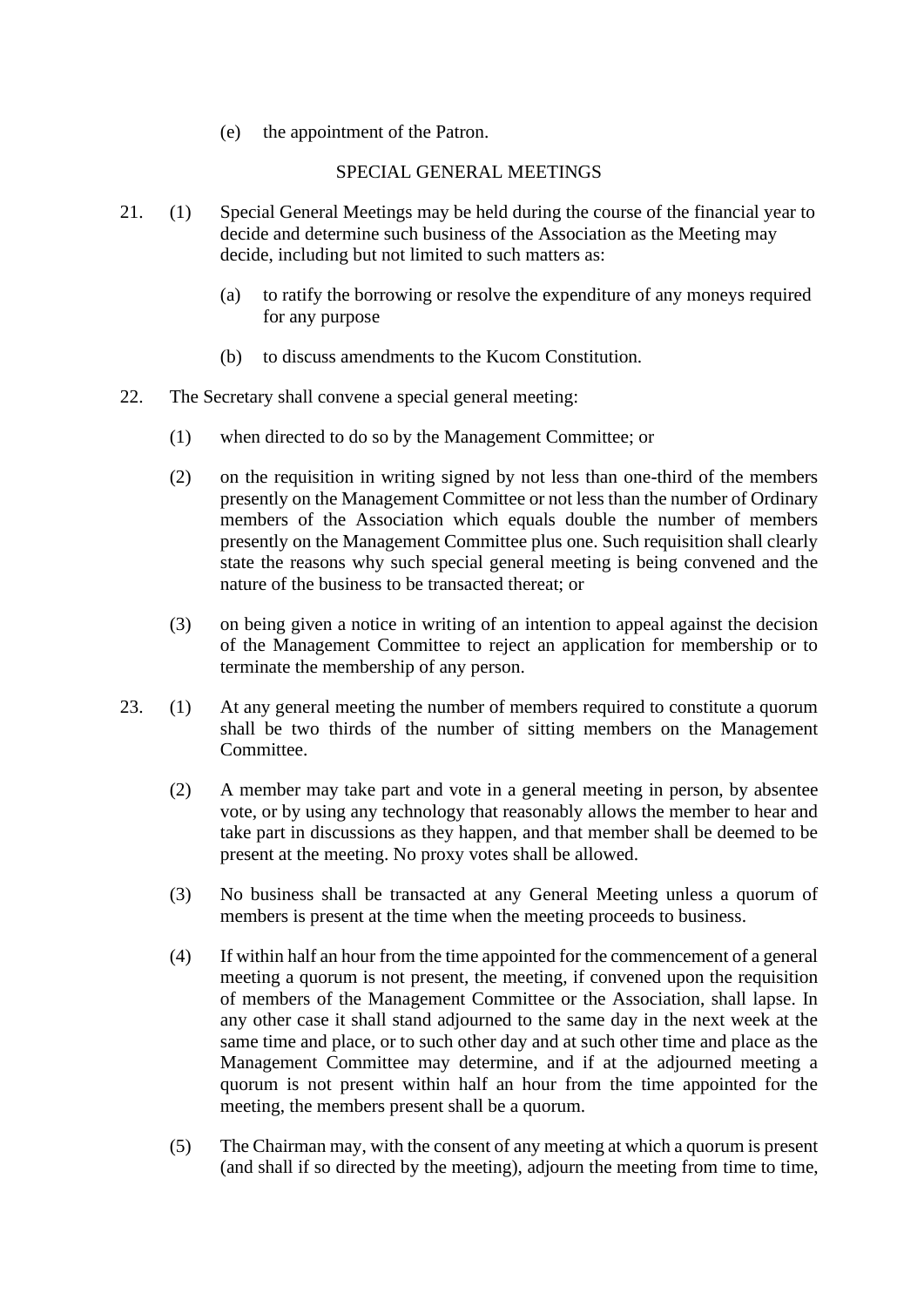(e) the appointment of the Patron.

## SPECIAL GENERAL MEETINGS

21. (1) Special General Meetings may be held during the course of the financial year to decide and determine such business of the Association as the Meeting may decide, including but not limited to such matters as:

    (a) to ratify the borrowing or resolve the expenditure of any moneys required for any purpose

    (b) to discuss amendments to the Kucom Constitution.

22. The Secretary shall convene a special general meeting:

    (1) when directed to do so by the Management Committee; or

    (2) on the requisition in writing signed by not less than one-third of the members presently on the Management Committee or not less than the number of Ordinary members of the Association which equals double the number of members presently on the Management Committee plus one. Such requisition shall clearly state the reasons why such special general meeting is being convened and the nature of the business to be transacted thereat; or

    (3) on being given a notice in writing of an intention to appeal against the decision of the Management Committee to reject an application for membership or to terminate the membership of any person.

23. (1) At any general meeting the number of members required to constitute a quorum shall be two thirds of the number of sitting members on the Management Committee.

    (2) A member may take part and vote in a general meeting in person, by absentee vote, or by using any technology that reasonably allows the member to hear and take part in discussions as they happen, and that member shall be deemed to be present at the meeting. No proxy votes shall be allowed.

    (3) No business shall be transacted at any General Meeting unless a quorum of members is present at the time when the meeting proceeds to business.

    (4) If within half an hour from the time appointed for the commencement of a general meeting a quorum is not present, the meeting, if convened upon the requisition of members of the Management Committee or the Association, shall lapse. In any other case it shall stand adjourned to the same day in the next week at the same time and place, or to such other day and at such other time and place as the Management Committee may determine, and if at the adjourned meeting a quorum is not present within half an hour from the time appointed for the meeting, the members present shall be a quorum.

    (5) The Chairman may, with the consent of any meeting at which a quorum is present (and shall if so directed by the meeting), adjourn the meeting from time to time,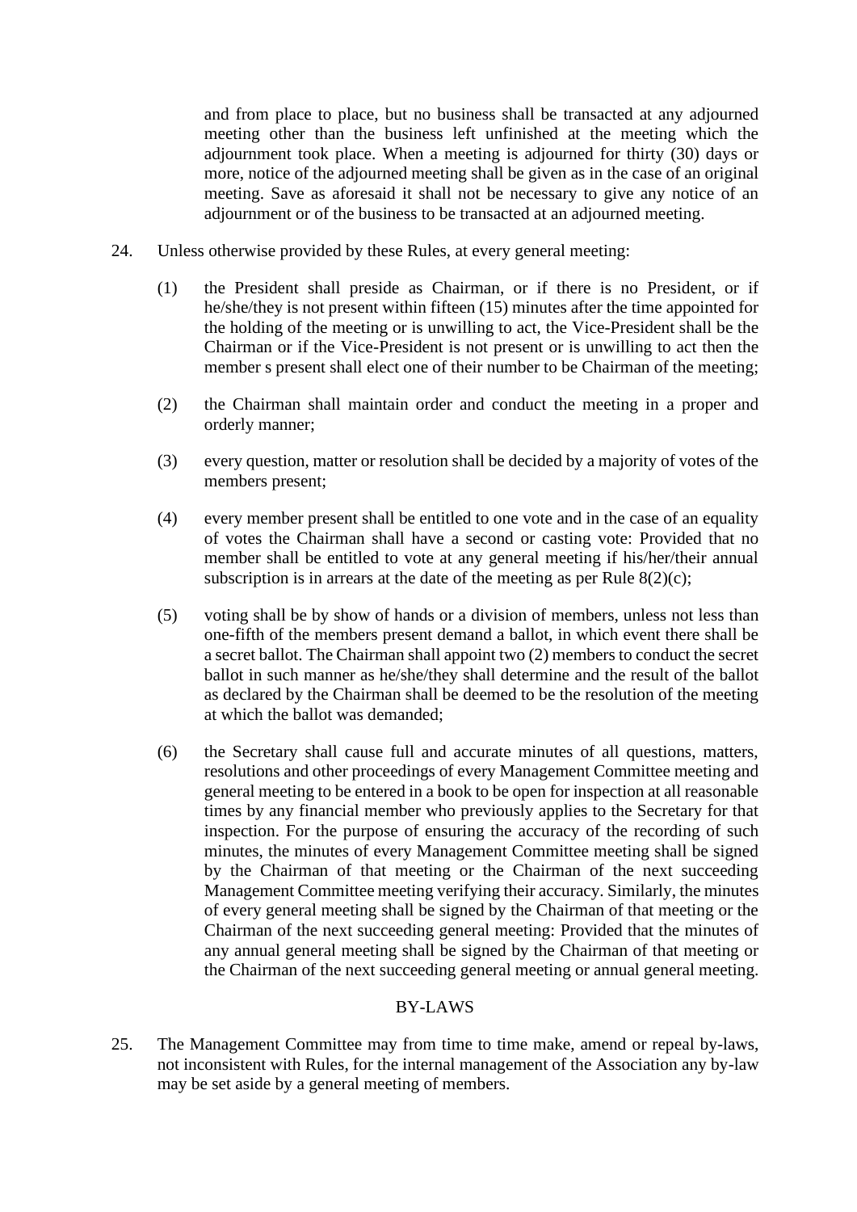and from place to place, but no business shall be transacted at any adjourned meeting other than the business left unfinished at the meeting which the adjournment took place. When a meeting is adjourned for thirty (30) days or more, notice of the adjourned meeting shall be given as in the case of an original meeting. Save as aforesaid it shall not be necessary to give any notice of an adjournment or of the business to be transacted at an adjourned meeting.

24. Unless otherwise provided by these Rules, at every general meeting:

   (1) the President shall preside as Chairman, or if there is no President, or if he/she/they is not present within fifteen (15) minutes after the time appointed for the holding of the meeting or is unwilling to act, the Vice-President shall be the Chairman or if the Vice-President is not present or is unwilling to act then the member s present shall elect one of their number to be Chairman of the meeting;

   (2) the Chairman shall maintain order and conduct the meeting in a proper and orderly manner;

   (3) every question, matter or resolution shall be decided by a majority of votes of the members present;

   (4) every member present shall be entitled to one vote and in the case of an equality of votes the Chairman shall have a second or casting vote: Provided that no member shall be entitled to vote at any general meeting if his/her/their annual subscription is in arrears at the date of the meeting as per Rule 8(2)(c);

   (5) voting shall be by show of hands or a division of members, unless not less than one-fifth of the members present demand a ballot, in which event there shall be a secret ballot. The Chairman shall appoint two (2) members to conduct the secret ballot in such manner as he/she/they shall determine and the result of the ballot as declared by the Chairman shall be deemed to be the resolution of the meeting at which the ballot was demanded;

   (6) the Secretary shall cause full and accurate minutes of all questions, matters, resolutions and other proceedings of every Management Committee meeting and general meeting to be entered in a book to be open for inspection at all reasonable times by any financial member who previously applies to the Secretary for that inspection. For the purpose of ensuring the accuracy of the recording of such minutes, the minutes of every Management Committee meeting shall be signed by the Chairman of that meeting or the Chairman of the next succeeding Management Committee meeting verifying their accuracy. Similarly, the minutes of every general meeting shall be signed by the Chairman of that meeting or the Chairman of the next succeeding general meeting: Provided that the minutes of any annual general meeting shall be signed by the Chairman of that meeting or the Chairman of the next succeeding general meeting or annual general meeting.

## BY-LAWS

25. The Management Committee may from time to time make, amend or repeal by-laws, not inconsistent with Rules, for the internal management of the Association any by-law may be set aside by a general meeting of members.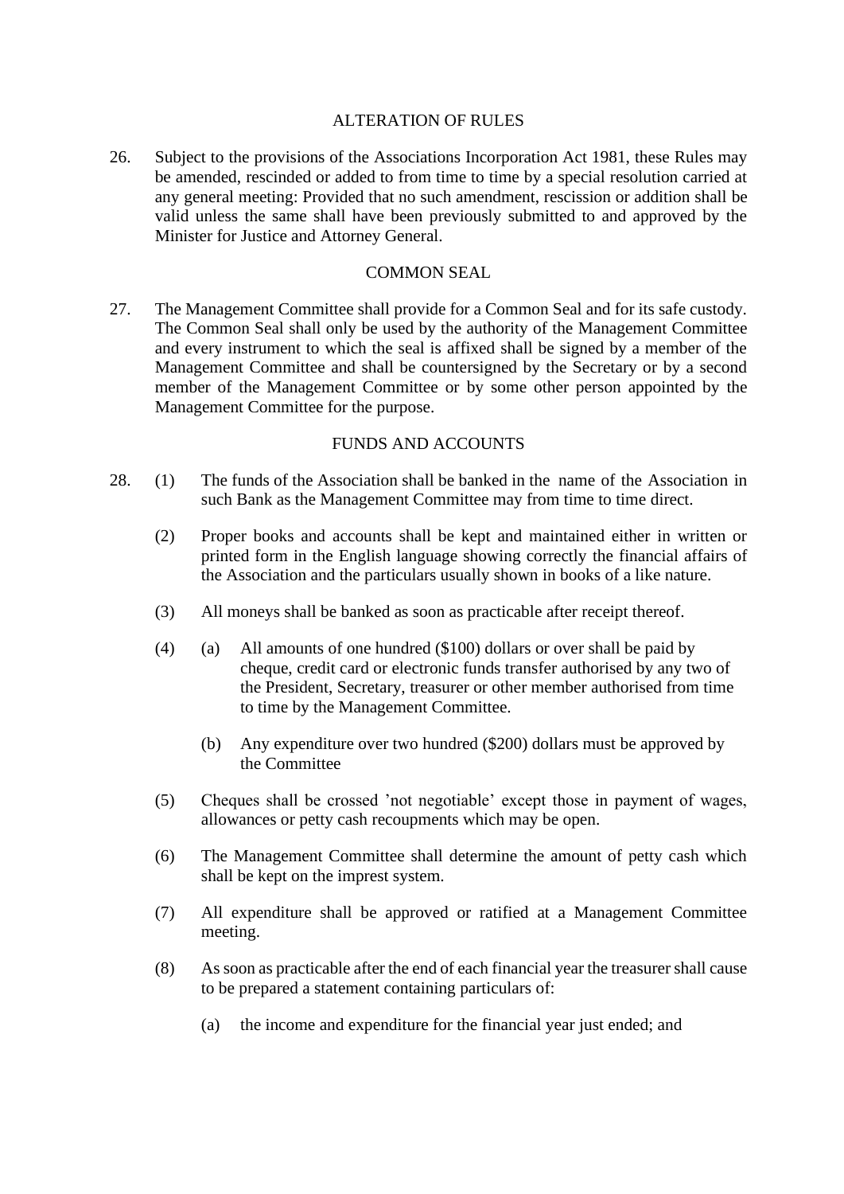## ALTERATION OF RULES

26. Subject to the provisions of the Associations Incorporation Act 1981, these Rules may be amended, rescinded or added to from time to time by a special resolution carried at any general meeting: Provided that no such amendment, rescission or addition shall be valid unless the same shall have been previously submitted to and approved by the Minister for Justice and Attorney General.

## COMMON SEAL

27. The Management Committee shall provide for a Common Seal and for its safe custody. The Common Seal shall only be used by the authority of the Management Committee and every instrument to which the seal is affixed shall be signed by a member of the Management Committee and shall be countersigned by the Secretary or by a second member of the Management Committee or by some other person appointed by the Management Committee for the purpose.

## FUNDS AND ACCOUNTS

28. (1) The funds of the Association shall be banked in the name of the Association in such Bank as the Management Committee may from time to time direct.

    (2) Proper books and accounts shall be kept and maintained either in written or printed form in the English language showing correctly the financial affairs of the Association and the particulars usually shown in books of a like nature.

    (3) All moneys shall be banked as soon as practicable after receipt thereof.

    (4) (a) All amounts of one hundred ($100) dollars or over shall be paid by cheque, credit card or electronic funds transfer authorised by any two of the President, Secretary, treasurer or other member authorised from time to time by the Management Committee.

        (b) Any expenditure over two hundred ($200) dollars must be approved by the Committee

    (5) Cheques shall be crossed 'not negotiable' except those in payment of wages, allowances or petty cash recoupments which may be open.

    (6) The Management Committee shall determine the amount of petty cash which shall be kept on the imprest system.

    (7) All expenditure shall be approved or ratified at a Management Committee meeting.

    (8) As soon as practicable after the end of each financial year the treasurer shall cause to be prepared a statement containing particulars of:

        (a) the income and expenditure for the financial year just ended; and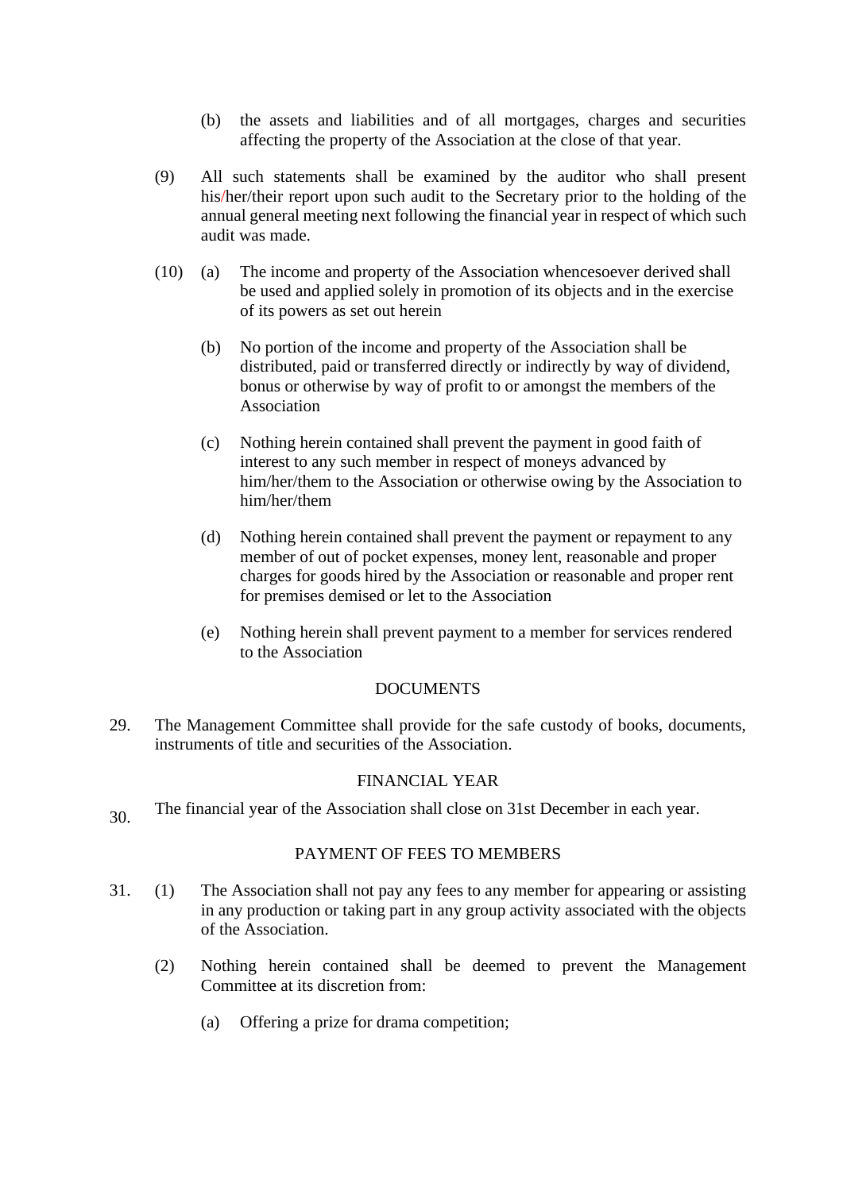(b) the assets and liabilities and of all mortgages, charges and securities affecting the property of the Association at the close of that year.

(9) All such statements shall be examined by the auditor who shall present his/her/their report upon such audit to the Secretary prior to the holding of the annual general meeting next following the financial year in respect of which such audit was made.

(10) (a) The income and property of the Association whencesoever derived shall be used and applied solely in promotion of its objects and in the exercise of its powers as set out herein

(b) No portion of the income and property of the Association shall be distributed, paid or transferred directly or indirectly by way of dividend, bonus or otherwise by way of profit to or amongst the members of the Association

(c) Nothing herein contained shall prevent the payment in good faith of interest to any such member in respect of moneys advanced by him/her/them to the Association or otherwise owing by the Association to him/her/them

(d) Nothing herein contained shall prevent the payment or repayment to any member of out of pocket expenses, money lent, reasonable and proper charges for goods hired by the Association or reasonable and proper rent for premises demised or let to the Association

(e) Nothing herein shall prevent payment to a member for services rendered to the Association

## DOCUMENTS

29. The Management Committee shall provide for the safe custody of books, documents, instruments of title and securities of the Association.

## FINANCIAL YEAR

30. The financial year of the Association shall close on 31st December in each year.

## PAYMENT OF FEES TO MEMBERS

31. (1) The Association shall not pay any fees to any member for appearing or assisting in any production or taking part in any group activity associated with the objects of the Association.

(2) Nothing herein contained shall be deemed to prevent the Management Committee at its discretion from:

(a) Offering a prize for drama competition;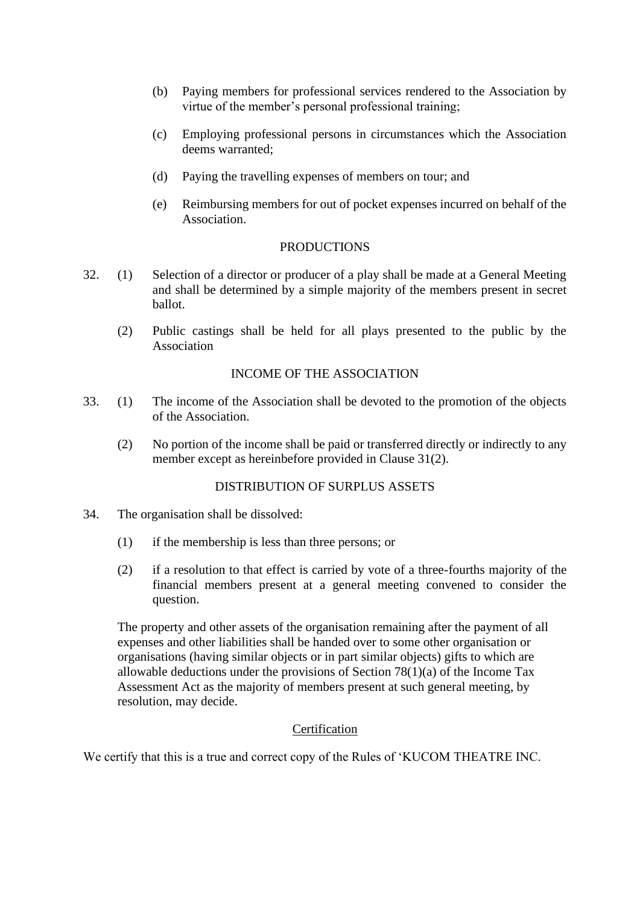(b) Paying members for professional services rendered to the Association by virtue of the member's personal professional training;

(c) Employing professional persons in circumstances which the Association deems warranted;

(d) Paying the travelling expenses of members on tour; and

(e) Reimbursing members for out of pocket expenses incurred on behalf of the Association.

## PRODUCTIONS

32. (1) Selection of a director or producer of a play shall be made at a General Meeting and shall be determined by a simple majority of the members present in secret ballot.

    (2) Public castings shall be held for all plays presented to the public by the Association

## INCOME OF THE ASSOCIATION

33. (1) The income of the Association shall be devoted to the promotion of the objects of the Association.

    (2) No portion of the income shall be paid or transferred directly or indirectly to any member except as hereinbefore provided in Clause 31(2).

## DISTRIBUTION OF SURPLUS ASSETS

34. The organisation shall be dissolved:

    (1) if the membership is less than three persons; or

    (2) if a resolution to that effect is carried by vote of a three-fourths majority of the financial members present at a general meeting convened to consider the question.

    The property and other assets of the organisation remaining after the payment of all expenses and other liabilities shall be handed over to some other organisation or organisations (having similar objects or in part similar objects) gifts to which are allowable deductions under the provisions of Section 78(1)(a) of the Income Tax Assessment Act as the majority of members present at such general meeting, by resolution, may decide.

## Certification

We certify that this is a true and correct copy of the Rules of 'KUCOM THEATRE INC.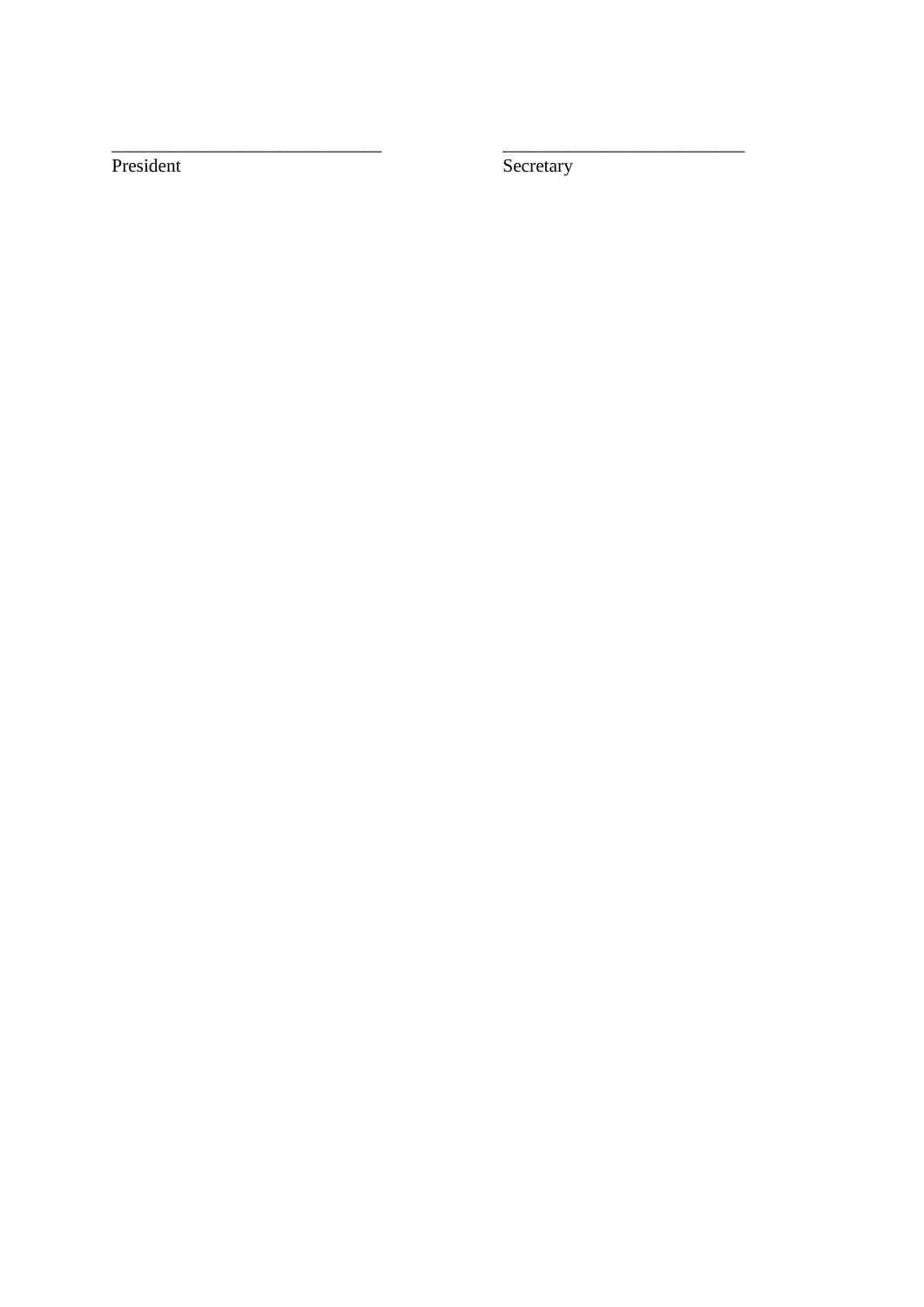\_\_\_\_\_\_\_\_\_\_\_\_\_\_\_\_\_\_\_\_\_\_\_\_\_\_\_\_\_\_ \_\_\_\_\_\_\_\_\_\_\_\_\_\_\_\_\_\_\_\_\_\_\_\_\_\_\_

President Secretary